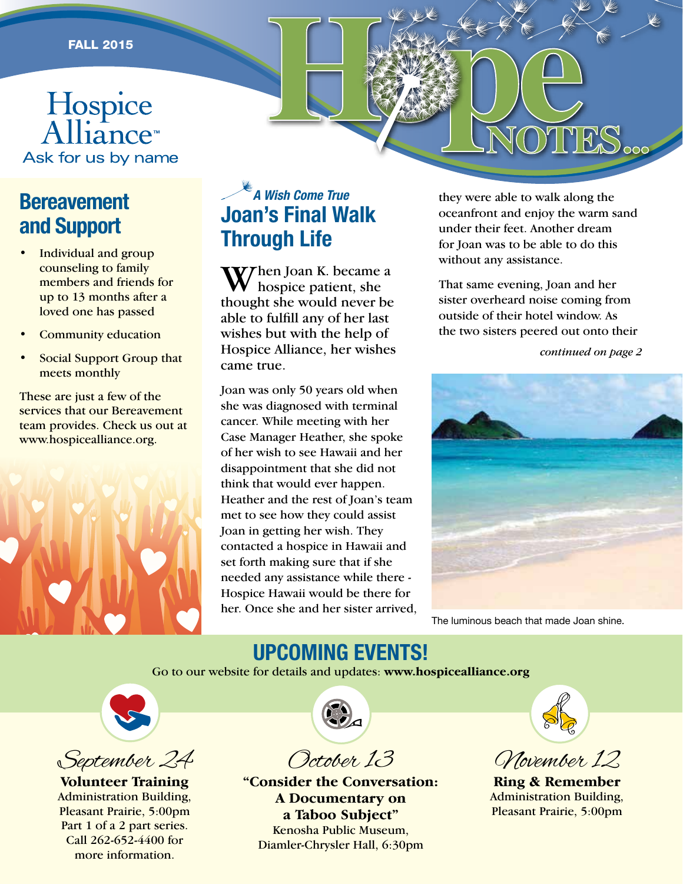FALL 2015

Hospice Alliance™
Ask for us by name

# Hope NOTES...

## Bereavement and Support

- Individual and group counseling to family members and friends for up to 13 months after a loved one has passed
- Community education
- Social Support Group that meets monthly

These are just a few of the services that our Bereavement team provides. Check us out at www.hospicealliance.org.

*A Wish Come True*

## Joan's Final Walk Through Life

When Joan K. became a hospice patient, she thought she would never be able to fulfill any of her last wishes but with the help of Hospice Alliance, her wishes came true.

Joan was only 50 years old when she was diagnosed with terminal cancer. While meeting with her Case Manager Heather, she spoke of her wish to see Hawaii and her disappointment that she did not think that would ever happen. Heather and the rest of Joan's team met to see how they could assist Joan in getting her wish. They contacted a hospice in Hawaii and set forth making sure that if she needed any assistance while there - Hospice Hawaii would be there for her. Once she and her sister arrived, they were able to walk along the oceanfront and enjoy the warm sand under their feet. Another dream for Joan was to be able to do this without any assistance.

That same evening, Joan and her sister overheard noise coming from outside of their hotel window. As the two sisters peered out onto their

*continued on page 2*

The luminous beach that made Joan shine.

## UPCOMING EVENTS!

Go to our website for details and updates: **www.hospicealliance.org**

*September 24*
**Volunteer Training**
Administration Building, Pleasant Prairie, 5:00pm
Part 1 of a 2 part series.
Call 262-652-4400 for more information.

*October 13*
**"Consider the Conversation: A Documentary on a Taboo Subject"**
Kenosha Public Museum, Diamler-Chrysler Hall, 6:30pm

*November 12*
**Ring & Remember**
Administration Building, Pleasant Prairie, 5:00pm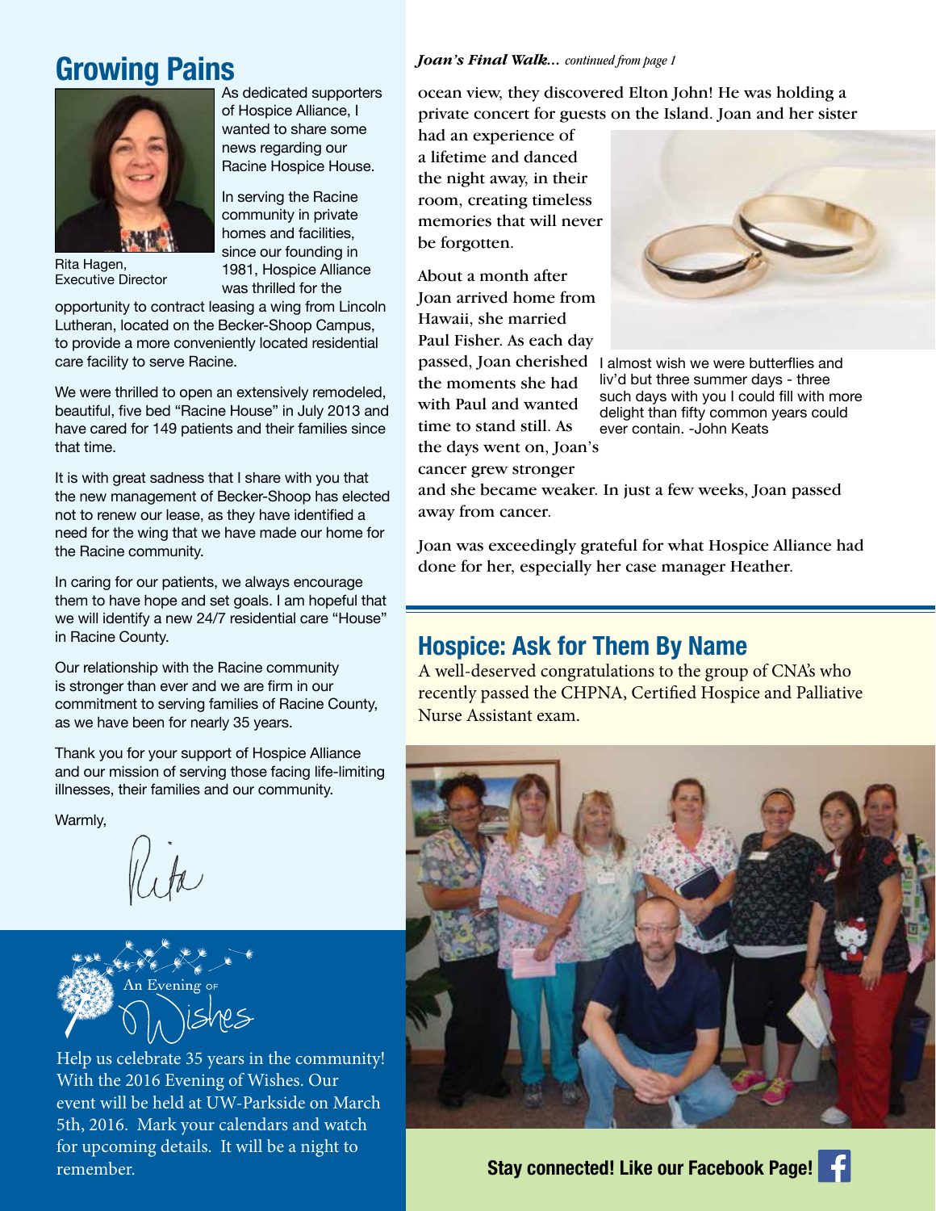## Growing Pains

As dedicated supporters of Hospice Alliance, I wanted to share some news regarding our Racine Hospice House.

Rita Hagen,
Executive Director

In serving the Racine community in private homes and facilities, since our founding in 1981, Hospice Alliance was thrilled for the opportunity to contract leasing a wing from Lincoln Lutheran, located on the Becker-Shoop Campus, to provide a more conveniently located residential care facility to serve Racine.

We were thrilled to open an extensively remodeled, beautiful, five bed "Racine House" in July 2013 and have cared for 149 patients and their families since that time.

It is with great sadness that I share with you that the new management of Becker-Shoop has elected not to renew our lease, as they have identified a need for the wing that we have made our home for the Racine community.

In caring for our patients, we always encourage them to have hope and set goals. I am hopeful that we will identify a new 24/7 residential care "House" in Racine County.

Our relationship with the Racine community is stronger than ever and we are firm in our commitment to serving families of Racine County, as we have been for nearly 35 years.

Thank you for your support of Hospice Alliance and our mission of serving those facing life-limiting illnesses, their families and our community.

Warmly,

Rita

An Evening of Wishes

Help us celebrate 35 years in the community! With the 2016 Evening of Wishes. Our event will be held at UW-Parkside on March 5th, 2016. Mark your calendars and watch for upcoming details. It will be a night to remember.

***Joan's Final Walk...*** *continued from page 1*

ocean view, they discovered Elton John! He was holding a private concert for guests on the Island. Joan and her sister had an experience of a lifetime and danced the night away, in their room, creating timeless memories that will never be forgotten.

About a month after Joan arrived home from Hawaii, she married Paul Fisher. As each day passed, Joan cherished the moments she had with Paul and wanted time to stand still. As the days went on, Joan's cancer grew stronger and she became weaker. In just a few weeks, Joan passed away from cancer.

I almost wish we were butterflies and liv'd but three summer days - three such days with you I could fill with more delight than fifty common years could ever contain. -John Keats

Joan was exceedingly grateful for what Hospice Alliance had done for her, especially her case manager Heather.

## Hospice: Ask for Them By Name

A well-deserved congratulations to the group of CNA's who recently passed the CHPNA, Certified Hospice and Palliative Nurse Assistant exam.

**Stay connected! Like our Facebook Page!**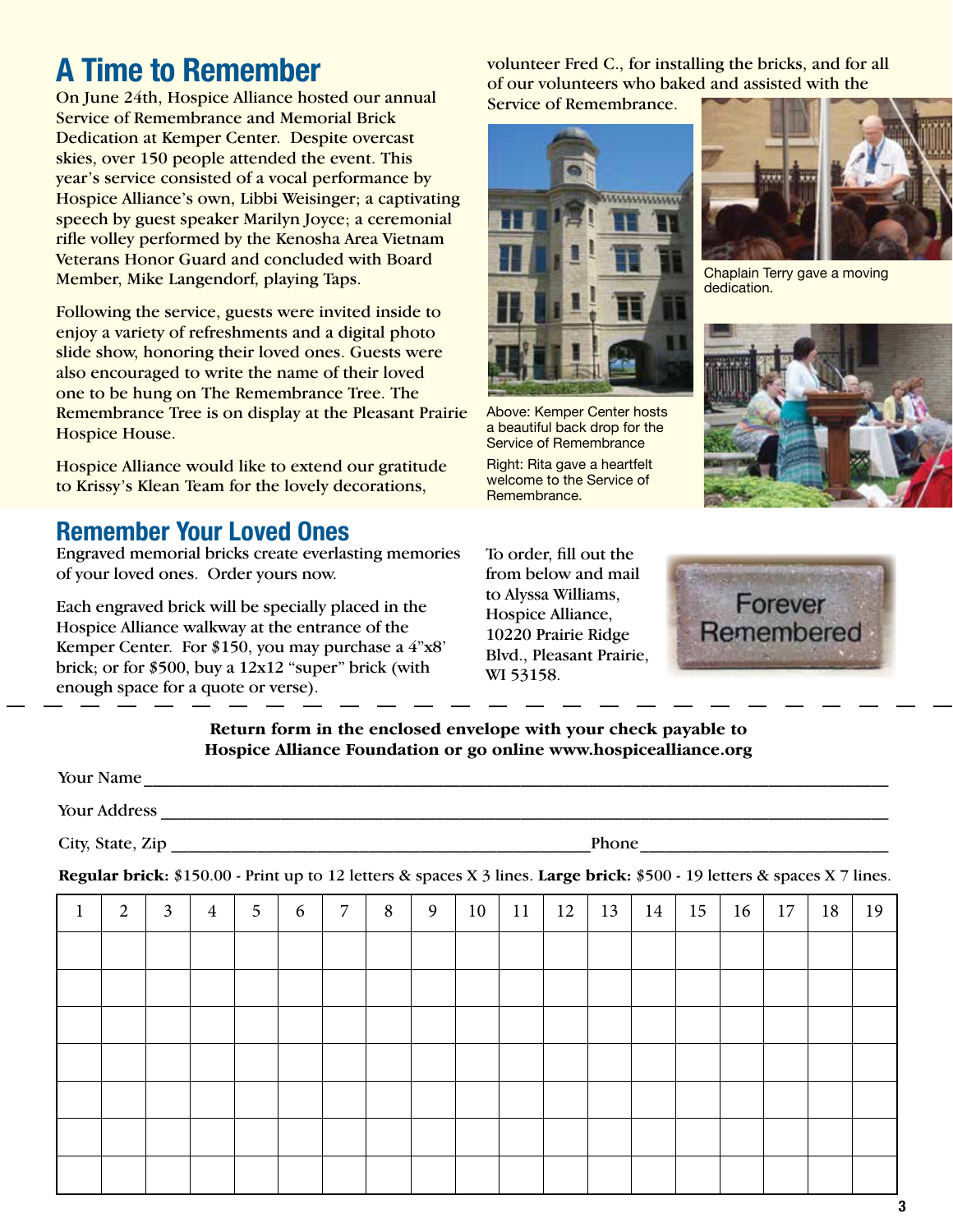# A Time to Remember

On June 24th, Hospice Alliance hosted our annual Service of Remembrance and Memorial Brick Dedication at Kemper Center. Despite overcast skies, over 150 people attended the event. This year's service consisted of a vocal performance by Hospice Alliance's own, Libbi Weisinger; a captivating speech by guest speaker Marilyn Joyce; a ceremonial rifle volley performed by the Kenosha Area Vietnam Veterans Honor Guard and concluded with Board Member, Mike Langendorf, playing Taps.

Following the service, guests were invited inside to enjoy a variety of refreshments and a digital photo slide show, honoring their loved ones. Guests were also encouraged to write the name of their loved one to be hung on The Remembrance Tree. The Remembrance Tree is on display at the Pleasant Prairie Hospice House.

Hospice Alliance would like to extend our gratitude to Krissy's Klean Team for the lovely decorations, volunteer Fred C., for installing the bricks, and for all of our volunteers who baked and assisted with the Service of Remembrance.

Above: Kemper Center hosts a beautiful back drop for the Service of Remembrance

Right: Rita gave a heartfelt welcome to the Service of Remembrance.

Chaplain Terry gave a moving dedication.

## Remember Your Loved Ones

Engraved memorial bricks create everlasting memories of your loved ones. Order yours now.

Each engraved brick will be specially placed in the Hospice Alliance walkway at the entrance of the Kemper Center. For $150, you may purchase a 4"x8' brick; or for $500, buy a 12x12 "super" brick (with enough space for a quote or verse).

To order, fill out the from below and mail to Alyssa Williams, Hospice Alliance, 10220 Prairie Ridge Blvd., Pleasant Prairie, WI 53158.

Forever Remembered

---

**Return form in the enclosed envelope with your check payable to Hospice Alliance Foundation or go online www.hospicealliance.org**

Your Name ______________________________

Your Address ______________________________

City, State, Zip ______________________________ Phone ______________________________

**Regular brick:** $150.00 - Print up to 12 letters & spaces X 3 lines. **Large brick:** $500 - 19 letters & spaces X 7 lines.

| 1 | 2 | 3 | 4 | 5 | 6 | 7 | 8 | 9 | 10 | 11 | 12 | 13 | 14 | 15 | 16 | 17 | 18 | 19 |
|---|---|---|---|---|---|---|---|---|---|---|---|---|---|---|---|---|---|---|
| | | | | | | | | | | | | | | | | | | |
| | | | | | | | | | | | | | | | | | | |
| | | | | | | | | | | | | | | | | | | |
| | | | | | | | | | | | | | | | | | | |
| | | | | | | | | | | | | | | | | | | |
| | | | | | | | | | | | | | | | | | | |
| | | | | | | | | | | | | | | | | | | |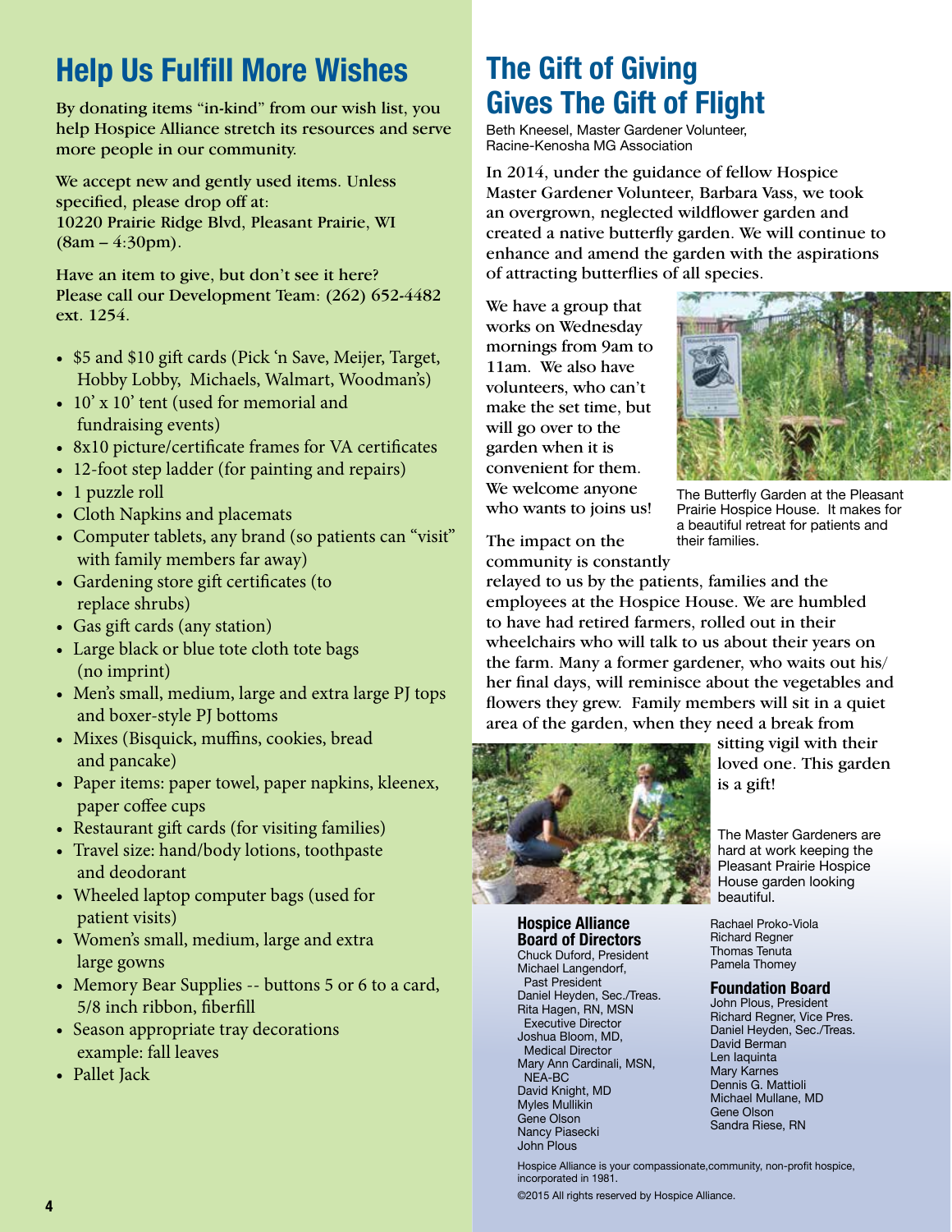## Help Us Fulfill More Wishes

By donating items "in-kind" from our wish list, you help Hospice Alliance stretch its resources and serve more people in our community.

We accept new and gently used items. Unless specified, please drop off at:
10220 Prairie Ridge Blvd, Pleasant Prairie, WI (8am – 4:30pm).

Have an item to give, but don't see it here? Please call our Development Team: (262) 652-4482 ext. 1254.

- $5 and $10 gift cards (Pick 'n Save, Meijer, Target, Hobby Lobby, Michaels, Walmart, Woodman's)
- 10' x 10' tent (used for memorial and fundraising events)
- 8x10 picture/certificate frames for VA certificates
- 12-foot step ladder (for painting and repairs)
- 1 puzzle roll
- Cloth Napkins and placemats
- Computer tablets, any brand (so patients can "visit" with family members far away)
- Gardening store gift certificates (to replace shrubs)
- Gas gift cards (any station)
- Large black or blue tote cloth tote bags (no imprint)
- Men's small, medium, large and extra large PJ tops and boxer-style PJ bottoms
- Mixes (Bisquick, muffins, cookies, bread and pancake)
- Paper items: paper towel, paper napkins, kleenex, paper coffee cups
- Restaurant gift cards (for visiting families)
- Travel size: hand/body lotions, toothpaste and deodorant
- Wheeled laptop computer bags (used for patient visits)
- Women's small, medium, large and extra large gowns
- Memory Bear Supplies -- buttons 5 or 6 to a card, 5/8 inch ribbon, fiberfill
- Season appropriate tray decorations example: fall leaves
- Pallet Jack

## The Gift of Giving Gives The Gift of Flight

Beth Kneesel, Master Gardener Volunteer, Racine-Kenosha MG Association

In 2014, under the guidance of fellow Hospice Master Gardener Volunteer, Barbara Vass, we took an overgrown, neglected wildflower garden and created a native butterfly garden. We will continue to enhance and amend the garden with the aspirations of attracting butterflies of all species.

We have a group that works on Wednesday mornings from 9am to 11am. We also have volunteers, who can't make the set time, but will go over to the garden when it is convenient for them. We welcome anyone who wants to joins us!

The Butterfly Garden at the Pleasant Prairie Hospice House. It makes for a beautiful retreat for patients and their families.

The impact on the community is constantly relayed to us by the patients, families and the employees at the Hospice House. We are humbled to have had retired farmers, rolled out in their wheelchairs who will talk to us about their years on the farm. Many a former gardener, who waits out his/her final days, will reminisce about the vegetables and flowers they grew. Family members will sit in a quiet area of the garden, when they need a break from sitting vigil with their loved one. This garden is a gift!

The Master Gardeners are hard at work keeping the Pleasant Prairie Hospice House garden looking beautiful.

### Hospice Alliance Board of Directors

Chuck Duford, President
Michael Langendorf, Past President
Daniel Heyden, Sec./Treas.
Rita Hagen, RN, MSN Executive Director
Joshua Bloom, MD, Medical Director
Mary Ann Cardinali, MSN, NEA-BC
David Knight, MD
Myles Mullikin
Gene Olson
Nancy Piasecki
John Plous
Rachael Proko-Viola
Richard Regner
Thomas Tenuta
Pamela Thomey

### Foundation Board

John Plous, President
Richard Regner, Vice Pres.
Daniel Heyden, Sec./Treas.
David Berman
Len Iaquinta
Mary Karnes
Dennis G. Mattioli
Michael Mullane, MD
Gene Olson
Sandra Riese, RN

Hospice Alliance is your compassionate,community, non-profit hospice, incorporated in 1981.

©2015 All rights reserved by Hospice Alliance.